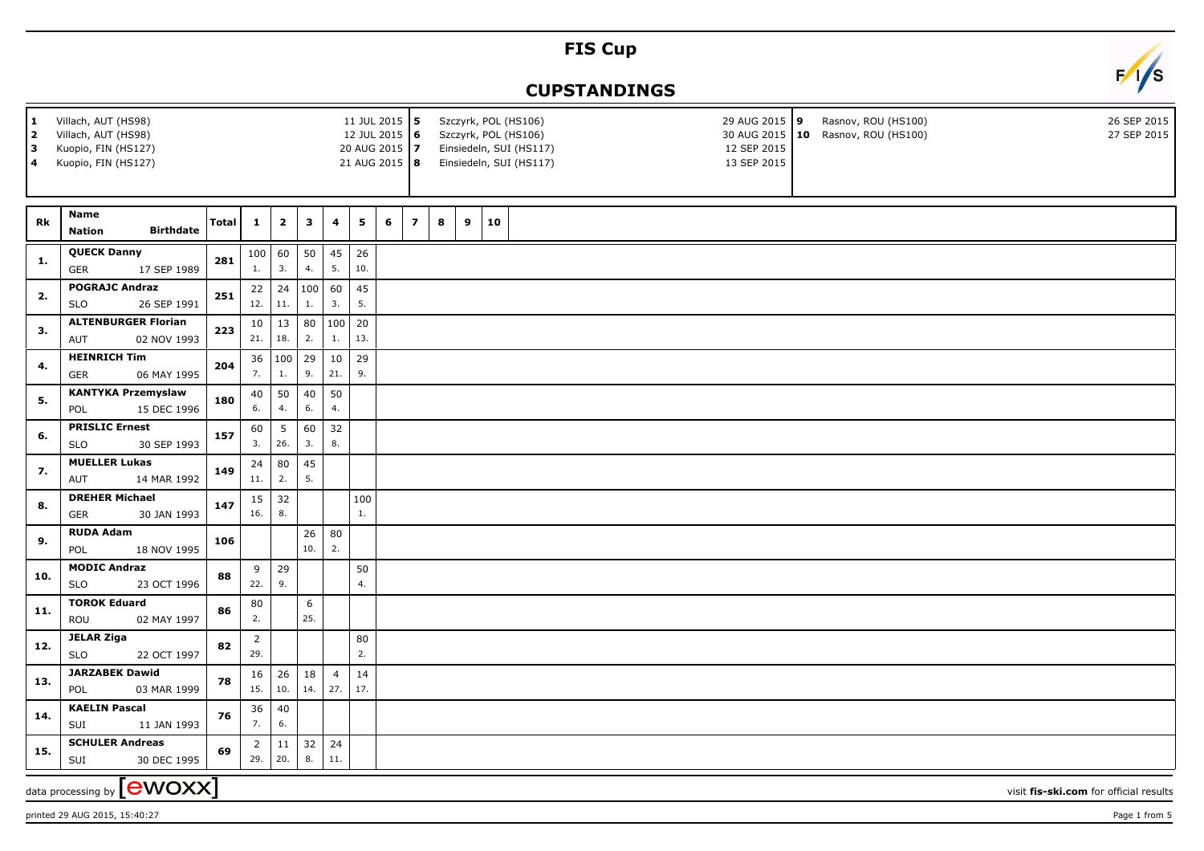# FIS Cup

## CUPSTANDINGS

| | | | | | | | |
|---|---|---|---|---|---|---|---|
| 1 | Villach, AUT (HS98) | 11 JUL 2015 | 5 | Szczyrk, POL (HS106) | 29 AUG 2015 | 9 | Rasnov, ROU (HS100) | 26 SEP 2015 |
| 2 | Villach, AUT (HS98) | 12 JUL 2015 | 6 | Szczyrk, POL (HS106) | 30 AUG 2015 | 10 | Rasnov, ROU (HS100) | 27 SEP 2015 |
| 3 | Kuopio, FIN (HS127) | 20 AUG 2015 | 7 | Einsiedeln, SUI (HS117) | 12 SEP 2015 | | | |
| 4 | Kuopio, FIN (HS127) | 21 AUG 2015 | 8 | Einsiedeln, SUI (HS117) | 13 SEP 2015 | | | |

| Rk | Name | Nation | Birthdate | Total | 1 | 2 | 3 | 4 | 5 | 6 | 7 | 8 | 9 | 10 |
|---|---|---|---|---|---|---|---|---|---|---|---|---|---|---|
| 1. | QUECK Danny | GER | 17 SEP 1989 | 281 | 100 1. | 60 3. | 50 4. | 45 5. | 26 10. | | | | | |
| 2. | POGRAJC Andraz | SLO | 26 SEP 1991 | 251 | 22 12. | 24 11. | 100 1. | 60 3. | 45 5. | | | | | |
| 3. | ALTENBURGER Florian | AUT | 02 NOV 1993 | 223 | 10 21. | 13 18. | 80 2. | 100 1. | 20 13. | | | | | |
| 4. | HEINRICH Tim | GER | 06 MAY 1995 | 204 | 36 7. | 100 1. | 29 9. | 10 21. | 29 9. | | | | | |
| 5. | KANTYKA Przemyslaw | POL | 15 DEC 1996 | 180 | 40 6. | 50 4. | 40 6. | 50 4. | | | | | | |
| 6. | PRISLIC Ernest | SLO | 30 SEP 1993 | 157 | 60 3. | 5 26. | 60 3. | 32 8. | | | | | | |
| 7. | MUELLER Lukas | AUT | 14 MAR 1992 | 149 | 24 11. | 80 2. | 45 5. | | | | | | | |
| 8. | DREHER Michael | GER | 30 JAN 1993 | 147 | 15 16. | 32 8. | | | 100 1. | | | | | |
| 9. | RUDA Adam | POL | 18 NOV 1995 | 106 | | | 26 10. | 80 2. | | | | | | |
| 10. | MODIC Andraz | SLO | 23 OCT 1996 | 88 | 9 22. | 29 9. | | | 50 4. | | | | | |
| 11. | TOROK Eduard | ROU | 02 MAY 1997 | 86 | 80 2. | | 6 25. | | | | | | | |
| 12. | JELAR Ziga | SLO | 22 OCT 1997 | 82 | 2 29. | | | | 80 2. | | | | | |
| 13. | JARZABEK Dawid | POL | 03 MAR 1999 | 78 | 16 15. | 26 10. | 18 14. | 4 27. | 14 17. | | | | | |
| 14. | KAELIN Pascal | SUI | 11 JAN 1993 | 76 | 36 7. | 40 6. | | | | | | | | |
| 15. | SCHULER Andreas | SUI | 30 DEC 1995 | 69 | 2 29. | 11 20. | 32 8. | 24 11. | | | | | | |

data processing by ewoxx — visit fis-ski.com for official results

printed 29 AUG 2015, 15:40:27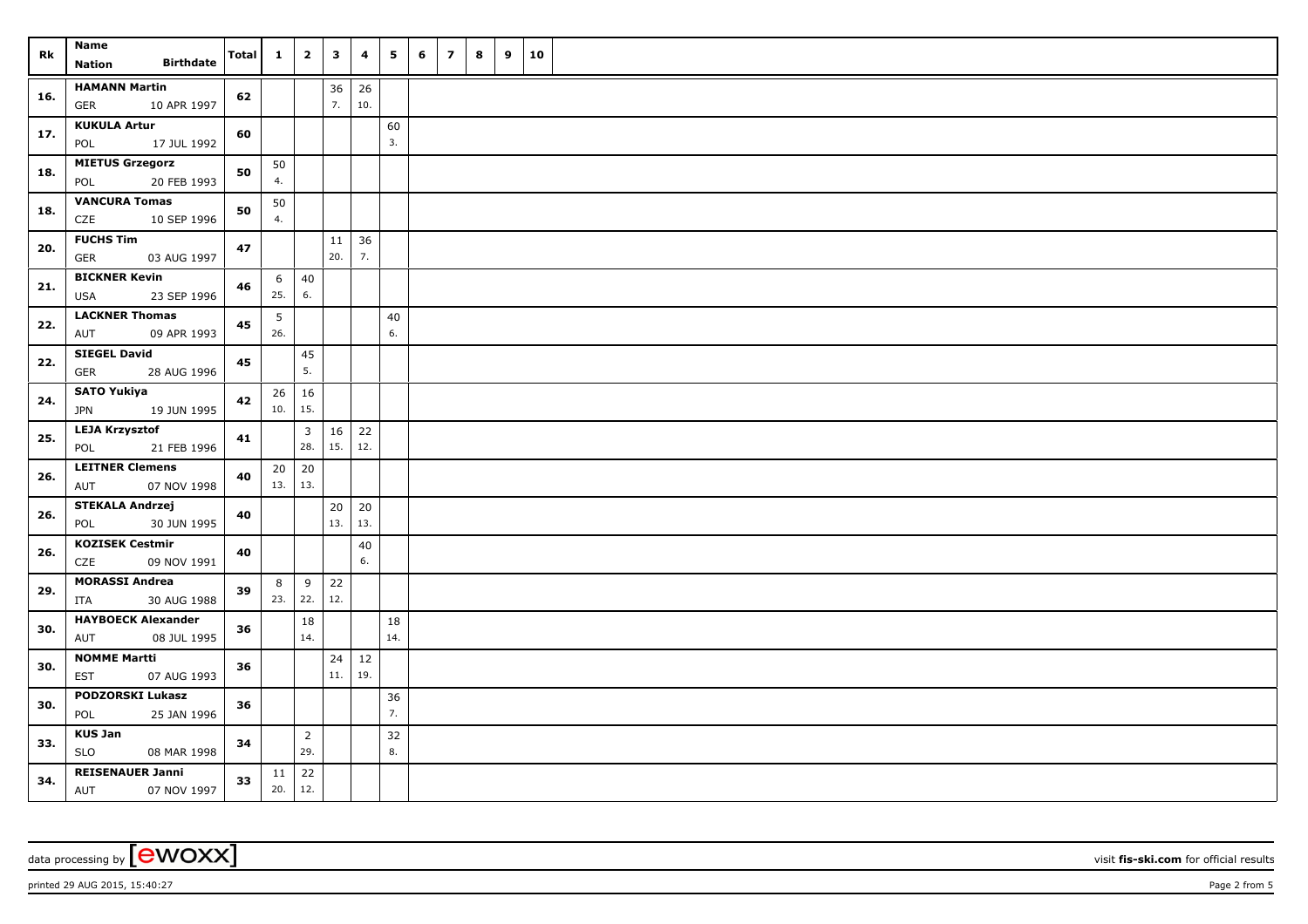| Rk | Name<br>Nation Birthdate | Total | 1 | 2 | 3 | 4 | 5 | 6 | 7 | 8 | 9 | 10 |
|---|---|---|---|---|---|---|---|---|---|---|---|---|
| 16. | HAMANN Martin<br>GER 10 APR 1997 | 62 | | | 36<br>7. | 26<br>10. | | | | | | |
| 17. | KUKULA Artur<br>POL 17 JUL 1992 | 60 | | | | | 60<br>3. | | | | | |
| 18. | MIETUS Grzegorz<br>POL 20 FEB 1993 | 50 | 50<br>4. | | | | | | | | | |
| 18. | VANCURA Tomas<br>CZE 10 SEP 1996 | 50 | 50<br>4. | | | | | | | | | |
| 20. | FUCHS Tim<br>GER 03 AUG 1997 | 47 | | | 11<br>20. | 36<br>7. | | | | | | |
| 21. | BICKNER Kevin<br>USA 23 SEP 1996 | 46 | 6<br>25. | 40<br>6. | | | | | | | | |
| 22. | LACKNER Thomas<br>AUT 09 APR 1993 | 45 | 5<br>26. | | | | 40<br>6. | | | | | |
| 22. | SIEGEL David<br>GER 28 AUG 1996 | 45 | | 45<br>5. | | | | | | | | |
| 24. | SATO Yukiya<br>JPN 19 JUN 1995 | 42 | 26<br>10. | 16<br>15. | | | | | | | | |
| 25. | LEJA Krzysztof<br>POL 21 FEB 1996 | 41 | | 3<br>28. | 16<br>15. | 22<br>12. | | | | | | |
| 26. | LEITNER Clemens<br>AUT 07 NOV 1998 | 40 | 20<br>13. | 20<br>13. | | | | | | | | |
| 26. | STEKALA Andrzej<br>POL 30 JUN 1995 | 40 | | | 20<br>13. | 20<br>13. | | | | | | |
| 26. | KOZISEK Cestmir<br>CZE 09 NOV 1991 | 40 | | | | 40<br>6. | | | | | | |
| 29. | MORASSI Andrea<br>ITA 30 AUG 1988 | 39 | 8<br>23. | 9<br>22. | 22<br>12. | | | | | | | |
| 30. | HAYBOECK Alexander<br>AUT 08 JUL 1995 | 36 | | 18<br>14. | | | 18<br>14. | | | | | |
| 30. | NOMME Martti<br>EST 07 AUG 1993 | 36 | | | 24<br>11. | 12<br>19. | | | | | | |
| 30. | PODZORSKI Lukasz<br>POL 25 JAN 1996 | 36 | | | | | 36<br>7. | | | | | |
| 33. | KUS Jan<br>SLO 08 MAR 1998 | 34 | | 2<br>29. | | | 32<br>8. | | | | | |
| 34. | REISENAUER Janni<br>AUT 07 NOV 1997 | 33 | 11<br>20. | 22<br>12. | | | | | | | | |

data processing by [ewoxx] visit fis-ski.com for official results

printed 29 AUG 2015, 15:40:27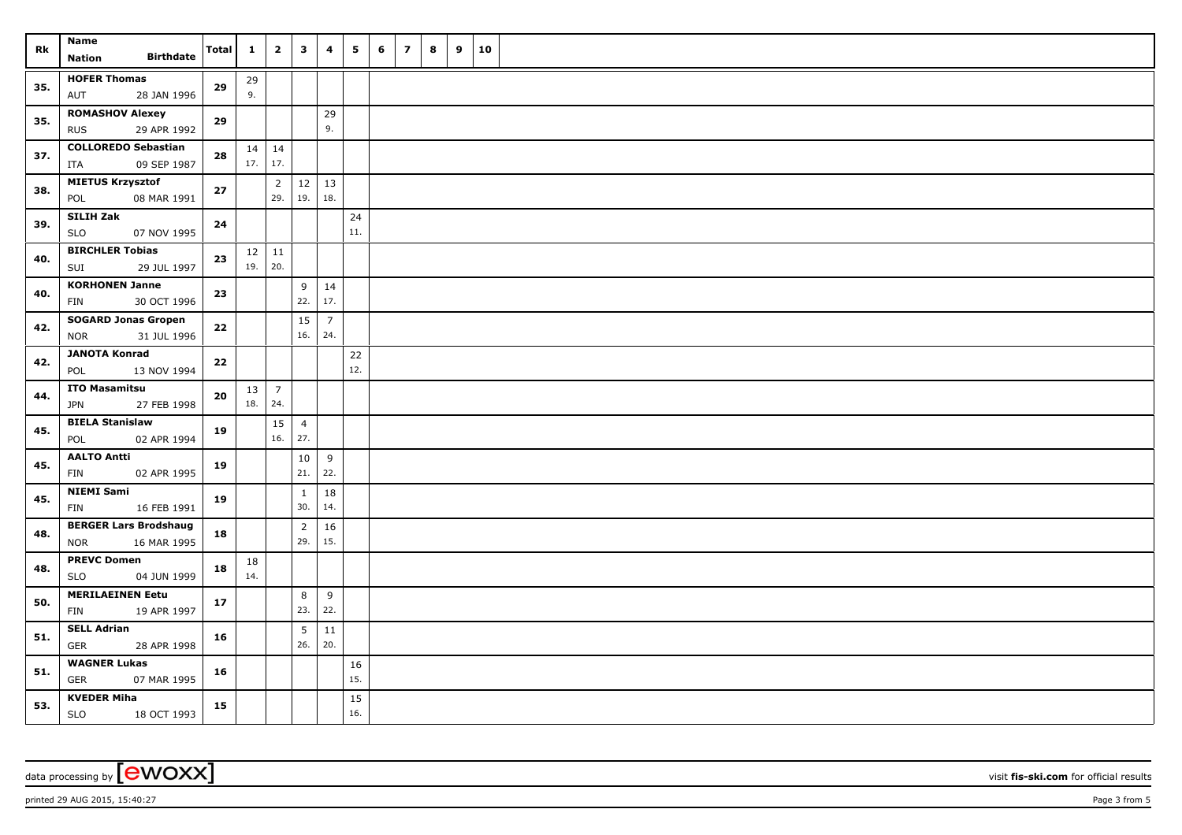| Rk | Name<br>Nation Birthdate | Total | 1 | 2 | 3 | 4 | 5 | 6 | 7 | 8 | 9 | 10 |
|---|---|---|---|---|---|---|---|---|---|---|---|---|
| 35. | **HOFER Thomas**<br>AUT 28 JAN 1996 | **29** | 29<br>9. | | | | | | | | | |
| 35. | **ROMASHOV Alexey**<br>RUS 29 APR 1992 | **29** | | | | 29<br>9. | | | | | | |
| 37. | **COLLOREDO Sebastian**<br>ITA 09 SEP 1987 | **28** | 14<br>17. | 14<br>17. | | | | | | | | |
| 38. | **MIETUS Krzysztof**<br>POL 08 MAR 1991 | **27** | | 2<br>29. | 12<br>19. | 13<br>18. | | | | | | |
| 39. | **SILIH Zak**<br>SLO 07 NOV 1995 | **24** | | | | | 24<br>11. | | | | | |
| 40. | **BIRCHLER Tobias**<br>SUI 29 JUL 1997 | **23** | 12<br>19. | 11<br>20. | | | | | | | | |
| 40. | **KORHONEN Janne**<br>FIN 30 OCT 1996 | **23** | | | 9<br>22. | 14<br>17. | | | | | | |
| 42. | **SOGARD Jonas Gropen**<br>NOR 31 JUL 1996 | **22** | | | 15<br>16. | 7<br>24. | | | | | | |
| 42. | **JANOTA Konrad**<br>POL 13 NOV 1994 | **22** | | | | | 22<br>12. | | | | | |
| 44. | **ITO Masamitsu**<br>JPN 27 FEB 1998 | **20** | 13<br>18. | 7<br>24. | | | | | | | | |
| 45. | **BIELA Stanislaw**<br>POL 02 APR 1994 | **19** | | 15<br>16. | 4<br>27. | | | | | | | |
| 45. | **AALTO Antti**<br>FIN 02 APR 1995 | **19** | | | 10<br>21. | 9<br>22. | | | | | | |
| 45. | **NIEMI Sami**<br>FIN 16 FEB 1991 | **19** | | | 1<br>30. | 18<br>14. | | | | | | |
| 48. | **BERGER Lars Brodshaug**<br>NOR 16 MAR 1995 | **18** | | | 2<br>29. | 16<br>15. | | | | | | |
| 48. | **PREVC Domen**<br>SLO 04 JUN 1999 | **18** | 18<br>14. | | | | | | | | | |
| 50. | **MERILAEINEN Eetu**<br>FIN 19 APR 1997 | **17** | | | 8<br>23. | 9<br>22. | | | | | | |
| 51. | **SELL Adrian**<br>GER 28 APR 1998 | **16** | | | 5<br>26. | 11<br>20. | | | | | | |
| 51. | **WAGNER Lukas**<br>GER 07 MAR 1995 | **16** | | | | | 16<br>15. | | | | | |
| 53. | **KVEDER Miha**<br>SLO 18 OCT 1993 | **15** | | | | | 15<br>16. | | | | | |

data processing by [ewoxx] visit **fis-ski.com** for official results

printed 29 AUG 2015, 15:40:27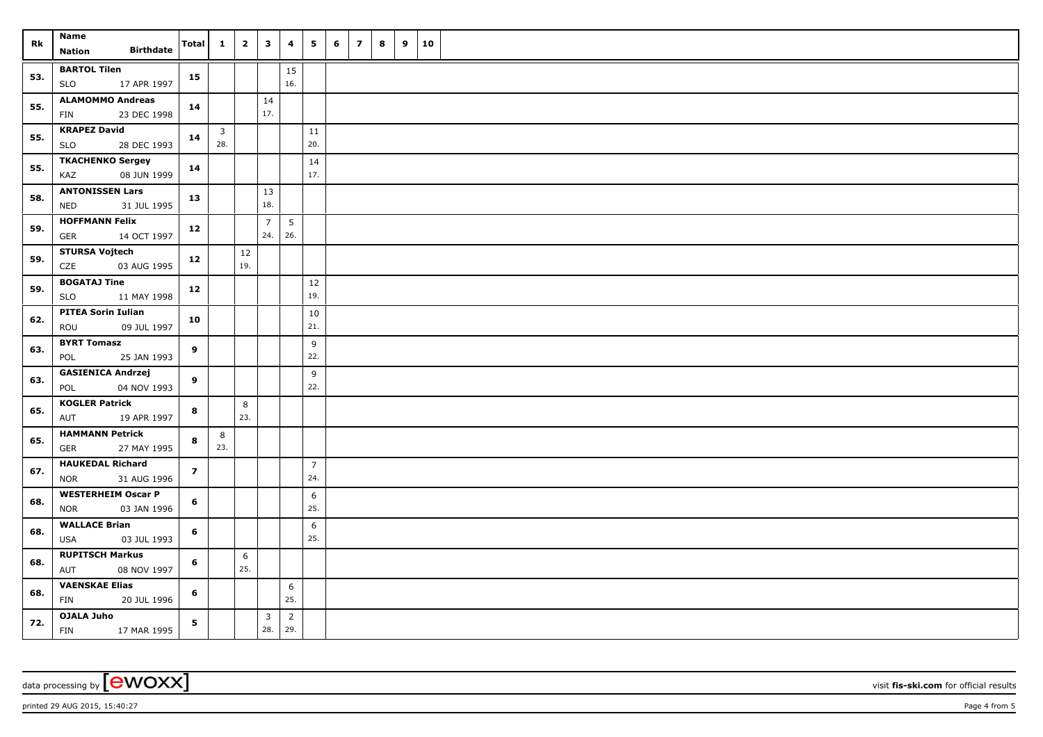| Rk | Name<br>Nation Birthdate | Total | 1 | 2 | 3 | 4 | 5 | 6 | 7 | 8 | 9 | 10 |
|---|---|---|---|---|---|---|---|---|---|---|---|---|
| 53. | **BARTOL Tilen**<br>SLO 17 APR 1997 | **15** | | | | 15<br>16. | | | | | | |
| 55. | **ALAMOMMO Andreas**<br>FIN 23 DEC 1998 | **14** | | | 14<br>17. | | | | | | | |
| 55. | **KRAPEZ David**<br>SLO 28 DEC 1993 | **14** | 3<br>28. | | | | 11<br>20. | | | | | |
| 55. | **TKACHENKO Sergey**<br>KAZ 08 JUN 1999 | **14** | | | | | 14<br>17. | | | | | |
| 58. | **ANTONISSEN Lars**<br>NED 31 JUL 1995 | **13** | | | 13<br>18. | | | | | | | |
| 59. | **HOFFMANN Felix**<br>GER 14 OCT 1997 | **12** | | | 7<br>24. | 5<br>26. | | | | | | |
| 59. | **STURSA Vojtech**<br>CZE 03 AUG 1995 | **12** | | 12<br>19. | | | | | | | | |
| 59. | **BOGATAJ Tine**<br>SLO 11 MAY 1998 | **12** | | | | | 12<br>19. | | | | | |
| 62. | **PITEA Sorin Iulian**<br>ROU 09 JUL 1997 | **10** | | | | | 10<br>21. | | | | | |
| 63. | **BYRT Tomasz**<br>POL 25 JAN 1993 | **9** | | | | | 9<br>22. | | | | | |
| 63. | **GASIENICA Andrzej**<br>POL 04 NOV 1993 | **9** | | | | | 9<br>22. | | | | | |
| 65. | **KOGLER Patrick**<br>AUT 19 APR 1997 | **8** | | 8<br>23. | | | | | | | | |
| 65. | **HAMMANN Petrick**<br>GER 27 MAY 1995 | **8** | 8<br>23. | | | | | | | | | |
| 67. | **HAUKEDAL Richard**<br>NOR 31 AUG 1996 | **7** | | | | | 7<br>24. | | | | | |
| 68. | **WESTERHEIM Oscar P**<br>NOR 03 JAN 1996 | **6** | | | | | 6<br>25. | | | | | |
| 68. | **WALLACE Brian**<br>USA 03 JUL 1993 | **6** | | | | | 6<br>25. | | | | | |
| 68. | **RUPITSCH Markus**<br>AUT 08 NOV 1997 | **6** | | 6<br>25. | | | | | | | | |
| 68. | **VAENSKAE Elias**<br>FIN 20 JUL 1996 | **6** | | | | 6<br>25. | | | | | | |
| 72. | **OJALA Juho**<br>FIN 17 MAR 1995 | **5** | | | 3<br>28. | 2<br>29. | | | | | | |

data processing by [ewoxx] visit **fis-ski.com** for official results

printed 29 AUG 2015, 15:40:27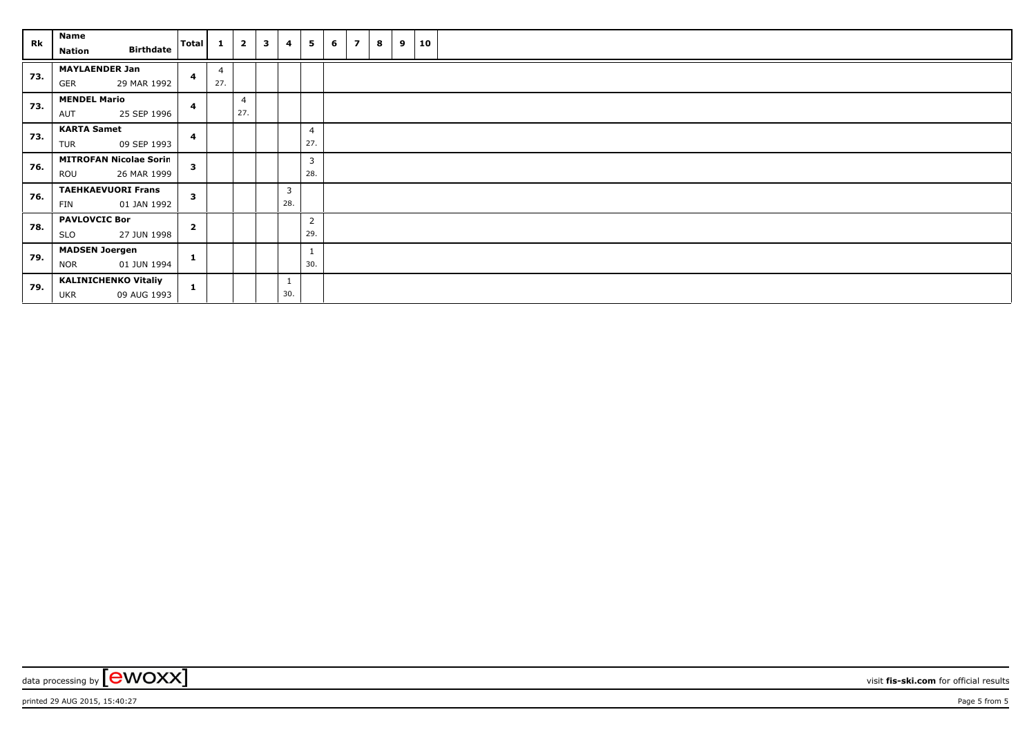| Rk | Name<br>Nation Birthdate | Total | 1 | 2 | 3 | 4 | 5 | 6 | 7 | 8 | 9 | 10 |
|---|---|---|---|---|---|---|---|---|---|---|---|---|
| 73. | MAYLAENDER Jan<br>GER 29 MAR 1992 | 4 | 4<br>27. | | | | | | | | | |
| 73. | MENDEL Mario<br>AUT 25 SEP 1996 | 4 | | 4<br>27. | | | | | | | | |
| 73. | KARTA Samet<br>TUR 09 SEP 1993 | 4 | | | | | 4<br>27. | | | | | |
| 76. | MITROFAN Nicolae Sorin<br>ROU 26 MAR 1999 | 3 | | | | | 3<br>28. | | | | | |
| 76. | TAEHKAEVUORI Frans<br>FIN 01 JAN 1992 | 3 | | | | 3<br>28. | | | | | | |
| 78. | PAVLOVCIC Bor<br>SLO 27 JUN 1998 | 2 | | | | | 2<br>29. | | | | | |
| 79. | MADSEN Joergen<br>NOR 01 JUN 1994 | 1 | | | | | 1<br>30. | | | | | |
| 79. | KALINICHENKO Vitaliy<br>UKR 09 AUG 1993 | 1 | | | | 1<br>30. | | | | | | |

data processing by [ewoxx] visit fis-ski.com for official results

printed 29 AUG 2015, 15:40:27